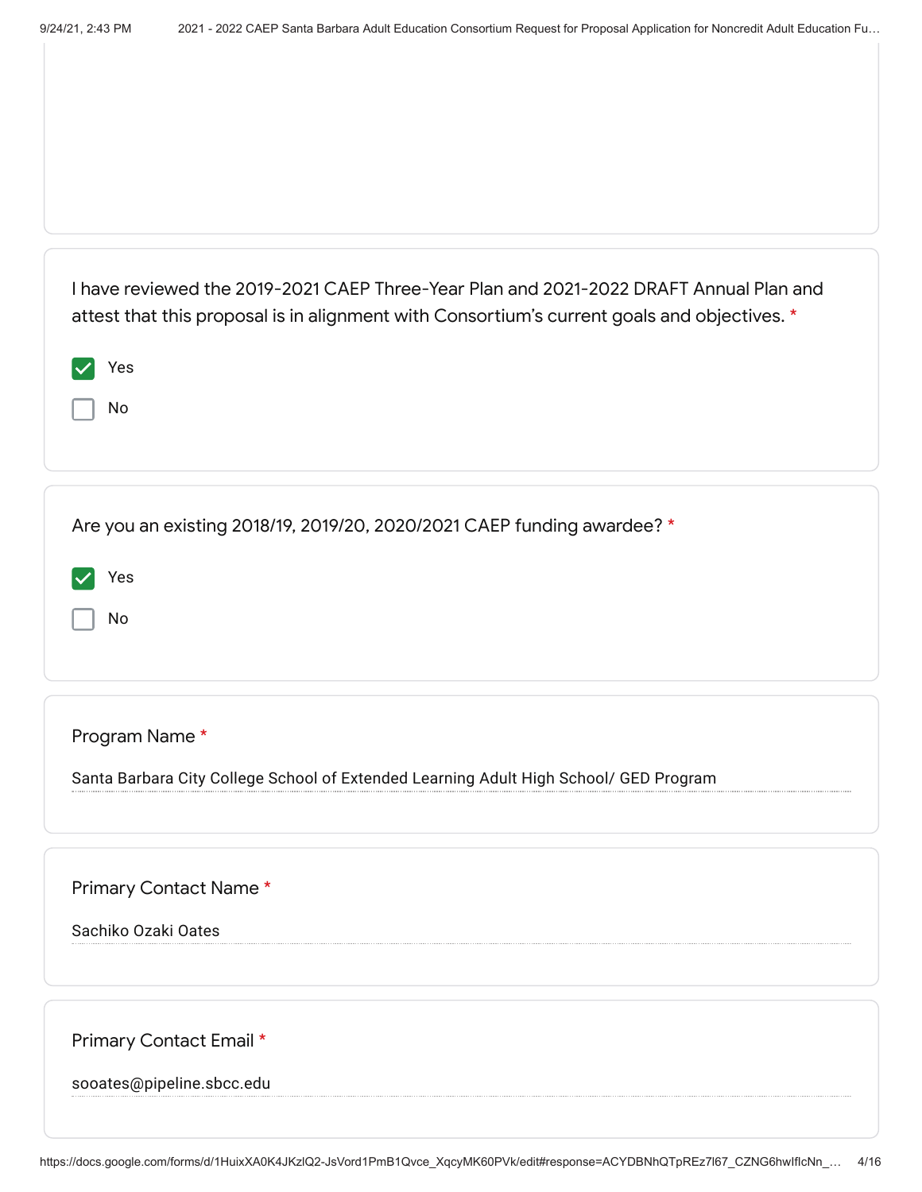I have reviewed the 2019-2021 CAEP Three-Year Plan and 2021-2022 DRAFT Annual Plan and attest that this proposal is in alignment with Consortium's current goals and objectives. *

- [x] Yes
- [ ] No

Are you an existing 2018/19, 2019/20, 2020/2021 CAEP funding awardee? *

- [x] Yes
- [ ] No

Program Name *

Santa Barbara City College School of Extended Learning Adult High School/ GED Program

Primary Contact Name *

Sachiko Ozaki Oates

Primary Contact Email *

sooates@pipeline.sbcc.edu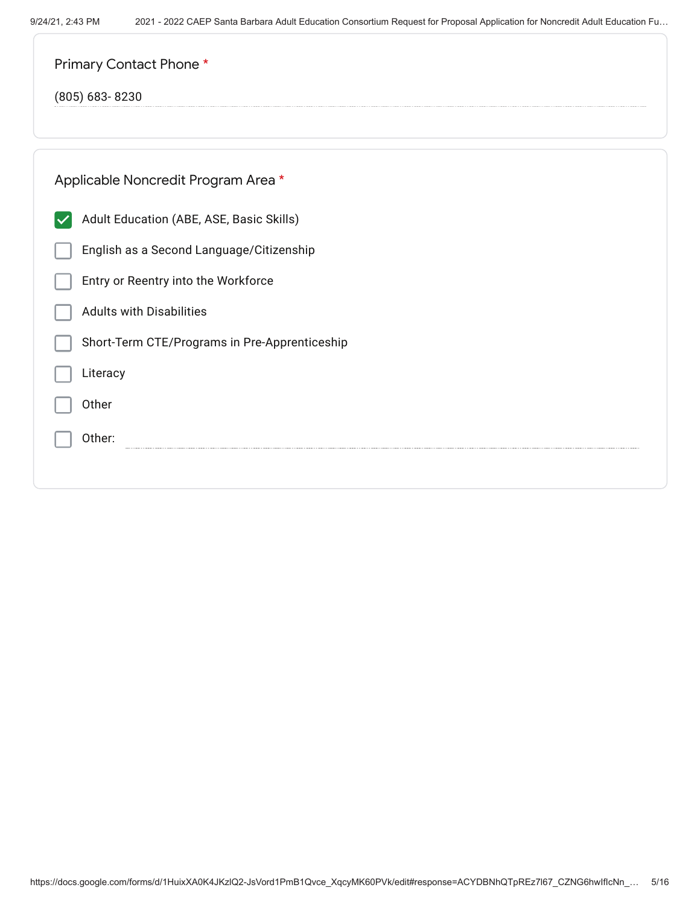Primary Contact Phone *

(805) 683- 8230

Applicable Noncredit Program Area *

- [x] Adult Education (ABE, ASE, Basic Skills)
- [ ] English as a Second Language/Citizenship
- [ ] Entry or Reentry into the Workforce
- [ ] Adults with Disabilities
- [ ] Short-Term CTE/Programs in Pre-Apprenticeship
- [ ] Literacy
- [ ] Other
- [ ] Other: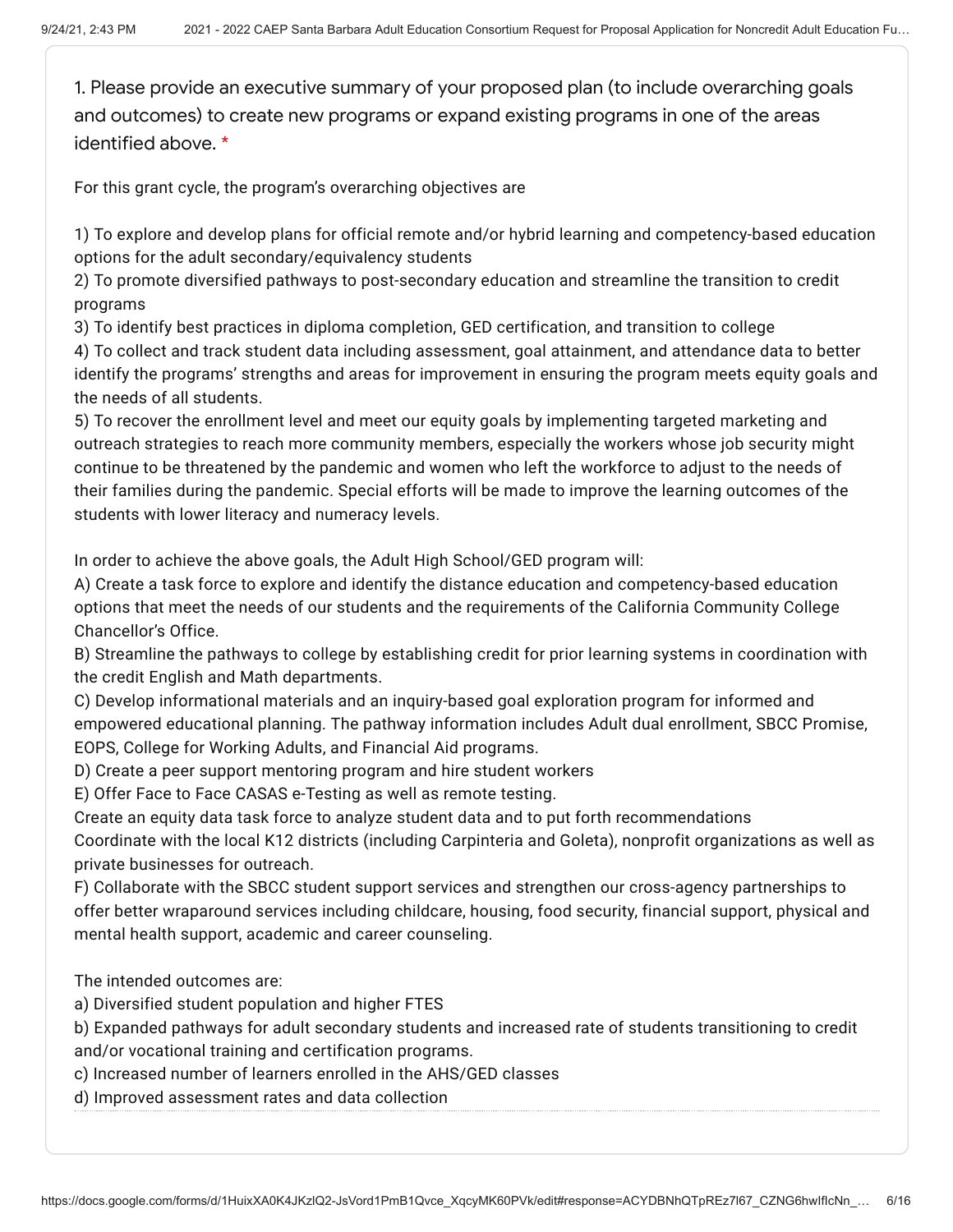1. Please provide an executive summary of your proposed plan (to include overarching goals and outcomes) to create new programs or expand existing programs in one of the areas identified above. *

For this grant cycle, the program's overarching objectives are

1) To explore and develop plans for official remote and/or hybrid learning and competency-based education options for the adult secondary/equivalency students
2) To promote diversified pathways to post-secondary education and streamline the transition to credit programs
3) To identify best practices in diploma completion, GED certification, and transition to college
4) To collect and track student data including assessment, goal attainment, and attendance data to better identify the programs' strengths and areas for improvement in ensuring the program meets equity goals and the needs of all students.
5) To recover the enrollment level and meet our equity goals by implementing targeted marketing and outreach strategies to reach more community members, especially the workers whose job security might continue to be threatened by the pandemic and women who left the workforce to adjust to the needs of their families during the pandemic. Special efforts will be made to improve the learning outcomes of the students with lower literacy and numeracy levels.

In order to achieve the above goals, the Adult High School/GED program will:
A) Create a task force to explore and identify the distance education and competency-based education options that meet the needs of our students and the requirements of the California Community College Chancellor's Office.
B) Streamline the pathways to college by establishing credit for prior learning systems in coordination with the credit English and Math departments.
C) Develop informational materials and an inquiry-based goal exploration program for informed and empowered educational planning. The pathway information includes Adult dual enrollment, SBCC Promise, EOPS, College for Working Adults, and Financial Aid programs.
D) Create a peer support mentoring program and hire student workers
E) Offer Face to Face CASAS e-Testing as well as remote testing.
Create an equity data task force to analyze student data and to put forth recommendations
Coordinate with the local K12 districts (including Carpinteria and Goleta), nonprofit organizations as well as private businesses for outreach.
F) Collaborate with the SBCC student support services and strengthen our cross-agency partnerships to offer better wraparound services including childcare, housing, food security, financial support, physical and mental health support, academic and career counseling.

The intended outcomes are:
a) Diversified student population and higher FTES
b) Expanded pathways for adult secondary students and increased rate of students transitioning to credit and/or vocational training and certification programs.
c) Increased number of learners enrolled in the AHS/GED classes
d) Improved assessment rates and data collection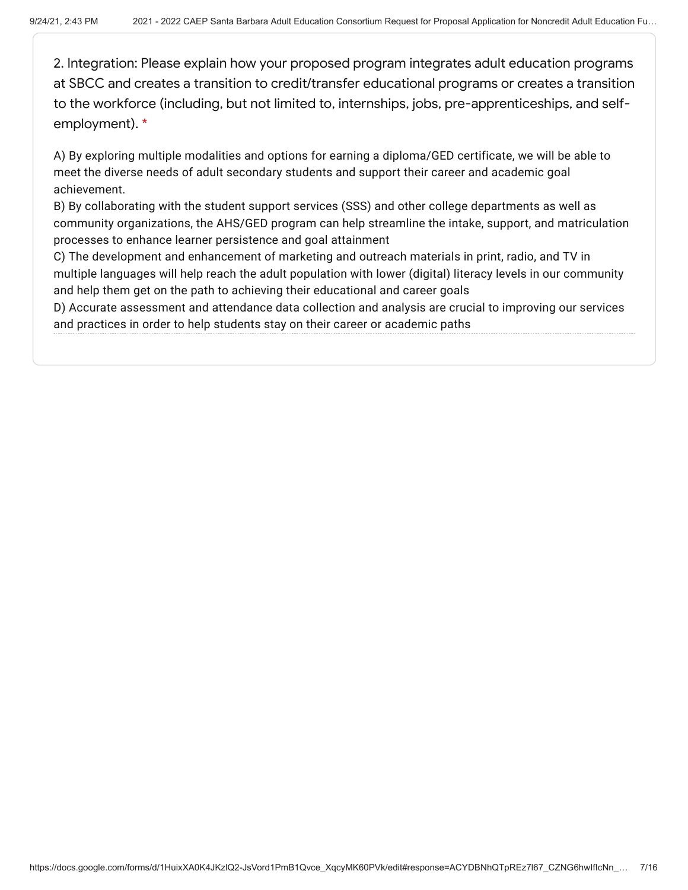2. Integration: Please explain how your proposed program integrates adult education programs at SBCC and creates a transition to credit/transfer educational programs or creates a transition to the workforce (including, but not limited to, internships, jobs, pre-apprenticeships, and self-employment). *

A) By exploring multiple modalities and options for earning a diploma/GED certificate, we will be able to meet the diverse needs of adult secondary students and support their career and academic goal achievement.
B) By collaborating with the student support services (SSS) and other college departments as well as community organizations, the AHS/GED program can help streamline the intake, support, and matriculation processes to enhance learner persistence and goal attainment
C) The development and enhancement of marketing and outreach materials in print, radio, and TV in multiple languages will help reach the adult population with lower (digital) literacy levels in our community and help them get on the path to achieving their educational and career goals
D) Accurate assessment and attendance data collection and analysis are crucial to improving our services and practices in order to help students stay on their career or academic paths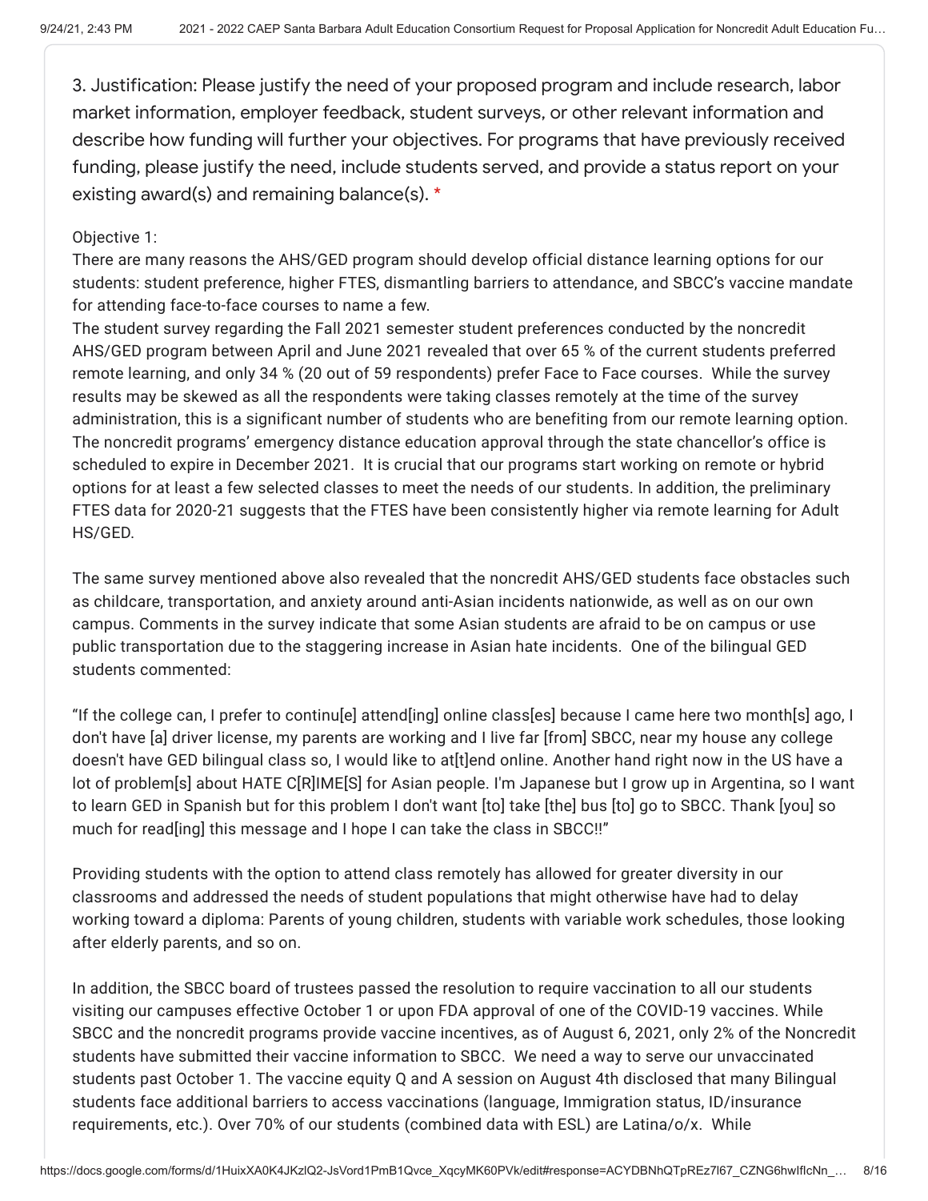3. Justification: Please justify the need of your proposed program and include research, labor market information, employer feedback, student surveys, or other relevant information and describe how funding will further your objectives. For programs that have previously received funding, please justify the need, include students served, and provide a status report on your existing award(s) and remaining balance(s). *

Objective 1:
There are many reasons the AHS/GED program should develop official distance learning options for our students: student preference, higher FTES, dismantling barriers to attendance, and SBCC's vaccine mandate for attending face-to-face courses to name a few.
The student survey regarding the Fall 2021 semester student preferences conducted by the noncredit AHS/GED program between April and June 2021 revealed that over 65 % of the current students preferred remote learning, and only 34 % (20 out of 59 respondents) prefer Face to Face courses. While the survey results may be skewed as all the respondents were taking classes remotely at the time of the survey administration, this is a significant number of students who are benefiting from our remote learning option. The noncredit programs' emergency distance education approval through the state chancellor's office is scheduled to expire in December 2021. It is crucial that our programs start working on remote or hybrid options for at least a few selected classes to meet the needs of our students. In addition, the preliminary FTES data for 2020-21 suggests that the FTES have been consistently higher via remote learning for Adult HS/GED.

The same survey mentioned above also revealed that the noncredit AHS/GED students face obstacles such as childcare, transportation, and anxiety around anti-Asian incidents nationwide, as well as on our own campus. Comments in the survey indicate that some Asian students are afraid to be on campus or use public transportation due to the staggering increase in Asian hate incidents. One of the bilingual GED students commented:

"If the college can, I prefer to continu[e] attend[ing] online class[es] because I came here two month[s] ago, I don't have [a] driver license, my parents are working and I live far [from] SBCC, near my house any college doesn't have GED bilingual class so, I would like to at[t]end online. Another hand right now in the US have a lot of problem[s] about HATE C[R]IME[S] for Asian people. I'm Japanese but I grow up in Argentina, so I want to learn GED in Spanish but for this problem I don't want [to] take [the] bus [to] go to SBCC. Thank [you] so much for read[ing] this message and I hope I can take the class in SBCC!!"

Providing students with the option to attend class remotely has allowed for greater diversity in our classrooms and addressed the needs of student populations that might otherwise have had to delay working toward a diploma: Parents of young children, students with variable work schedules, those looking after elderly parents, and so on.

In addition, the SBCC board of trustees passed the resolution to require vaccination to all our students visiting our campuses effective October 1 or upon FDA approval of one of the COVID-19 vaccines. While SBCC and the noncredit programs provide vaccine incentives, as of August 6, 2021, only 2% of the Noncredit students have submitted their vaccine information to SBCC. We need a way to serve our unvaccinated students past October 1. The vaccine equity Q and A session on August 4th disclosed that many Bilingual students face additional barriers to access vaccinations (language, Immigration status, ID/insurance requirements, etc.). Over 70% of our students (combined data with ESL) are Latina/o/x. While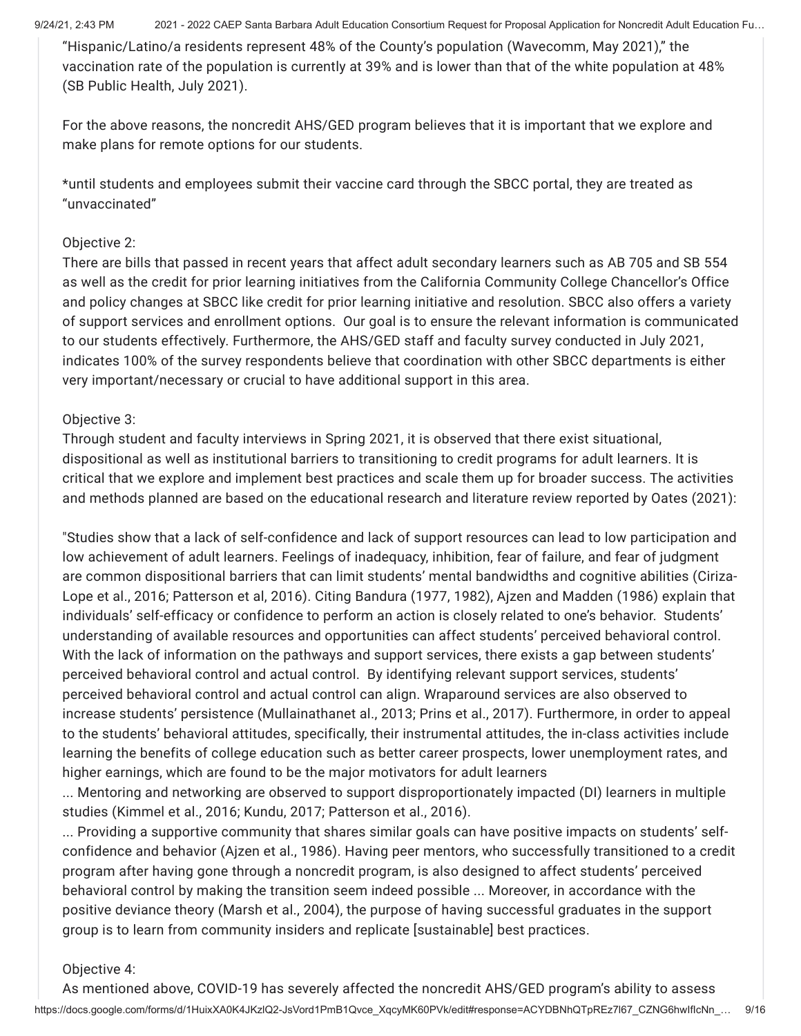"Hispanic/Latino/a residents represent 48% of the County's population (Wavecomm, May 2021)," the vaccination rate of the population is currently at 39% and is lower than that of the white population at 48% (SB Public Health, July 2021).

For the above reasons, the noncredit AHS/GED program believes that it is important that we explore and make plans for remote options for our students.

*until students and employees submit their vaccine card through the SBCC portal, they are treated as "unvaccinated"

Objective 2:
There are bills that passed in recent years that affect adult secondary learners such as AB 705 and SB 554 as well as the credit for prior learning initiatives from the California Community College Chancellor's Office and policy changes at SBCC like credit for prior learning initiative and resolution. SBCC also offers a variety of support services and enrollment options. Our goal is to ensure the relevant information is communicated to our students effectively. Furthermore, the AHS/GED staff and faculty survey conducted in July 2021, indicates 100% of the survey respondents believe that coordination with other SBCC departments is either very important/necessary or crucial to have additional support in this area.

Objective 3:
Through student and faculty interviews in Spring 2021, it is observed that there exist situational, dispositional as well as institutional barriers to transitioning to credit programs for adult learners. It is critical that we explore and implement best practices and scale them up for broader success. The activities and methods planned are based on the educational research and literature review reported by Oates (2021):

"Studies show that a lack of self-confidence and lack of support resources can lead to low participation and low achievement of adult learners. Feelings of inadequacy, inhibition, fear of failure, and fear of judgment are common dispositional barriers that can limit students' mental bandwidths and cognitive abilities (Ciriza-Lope et al., 2016; Patterson et al, 2016). Citing Bandura (1977, 1982), Ajzen and Madden (1986) explain that individuals' self-efficacy or confidence to perform an action is closely related to one's behavior. Students' understanding of available resources and opportunities can affect students' perceived behavioral control. With the lack of information on the pathways and support services, there exists a gap between students' perceived behavioral control and actual control. By identifying relevant support services, students' perceived behavioral control and actual control can align. Wraparound services are also observed to increase students' persistence (Mullainathanet al., 2013; Prins et al., 2017). Furthermore, in order to appeal to the students' behavioral attitudes, specifically, their instrumental attitudes, the in-class activities include learning the benefits of college education such as better career prospects, lower unemployment rates, and higher earnings, which are found to be the major motivators for adult learners
... Mentoring and networking are observed to support disproportionately impacted (DI) learners in multiple studies (Kimmel et al., 2016; Kundu, 2017; Patterson et al., 2016).
... Providing a supportive community that shares similar goals can have positive impacts on students' self-confidence and behavior (Ajzen et al., 1986). Having peer mentors, who successfully transitioned to a credit program after having gone through a noncredit program, is also designed to affect students' perceived behavioral control by making the transition seem indeed possible ... Moreover, in accordance with the positive deviance theory (Marsh et al., 2004), the purpose of having successful graduates in the support group is to learn from community insiders and replicate [sustainable] best practices.

Objective 4:
As mentioned above, COVID-19 has severely affected the noncredit AHS/GED program's ability to assess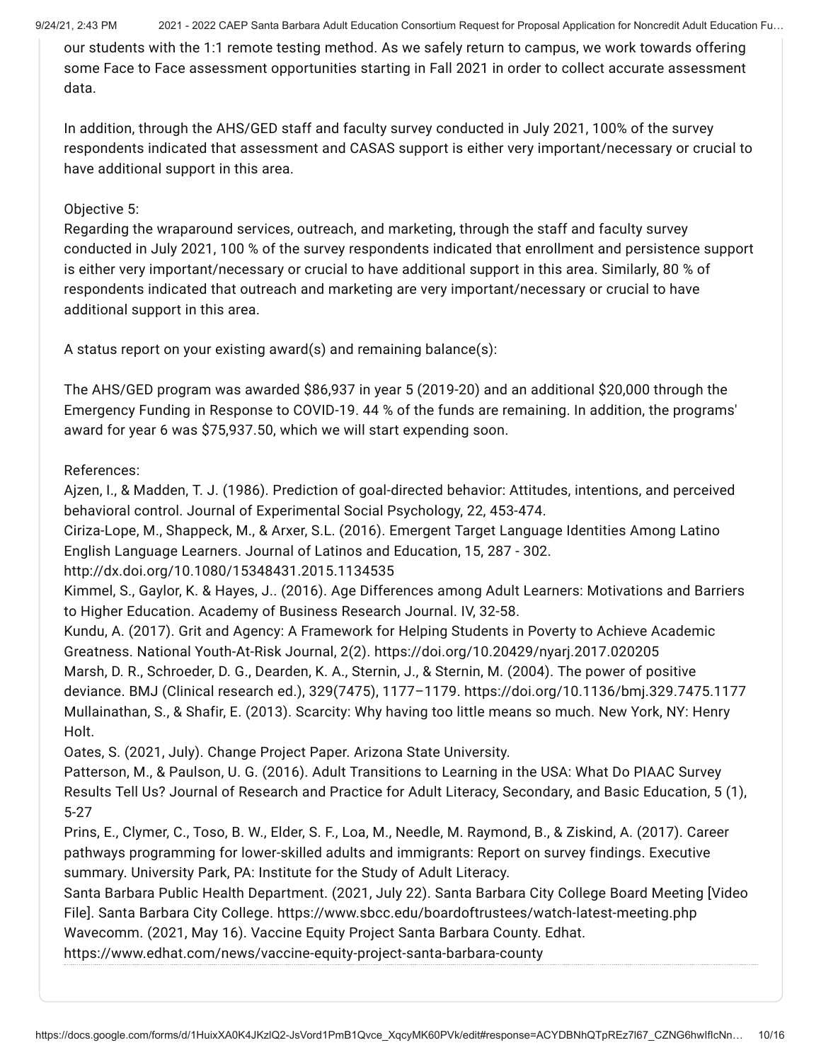our students with the 1:1 remote testing method. As we safely return to campus, we work towards offering some Face to Face assessment opportunities starting in Fall 2021 in order to collect accurate assessment data.

In addition, through the AHS/GED staff and faculty survey conducted in July 2021, 100% of the survey respondents indicated that assessment and CASAS support is either very important/necessary or crucial to have additional support in this area.

Objective 5:
Regarding the wraparound services, outreach, and marketing, through the staff and faculty survey conducted in July 2021, 100 % of the survey respondents indicated that enrollment and persistence support is either very important/necessary or crucial to have additional support in this area. Similarly, 80 % of respondents indicated that outreach and marketing are very important/necessary or crucial to have additional support in this area.

A status report on your existing award(s) and remaining balance(s):

The AHS/GED program was awarded $86,937 in year 5 (2019-20) and an additional $20,000 through the Emergency Funding in Response to COVID-19. 44 % of the funds are remaining. In addition, the programs' award for year 6 was $75,937.50, which we will start expending soon.

References:
Ajzen, I., & Madden, T. J. (1986). Prediction of goal-directed behavior: Attitudes, intentions, and perceived behavioral control. Journal of Experimental Social Psychology, 22, 453-474.
Ciriza-Lope, M., Shappeck, M., & Arxer, S.L. (2016). Emergent Target Language Identities Among Latino English Language Learners. Journal of Latinos and Education, 15, 287 - 302. http://dx.doi.org/10.1080/15348431.2015.1134535
Kimmel, S., Gaylor, K. & Hayes, J.. (2016). Age Differences among Adult Learners: Motivations and Barriers to Higher Education. Academy of Business Research Journal. IV, 32-58.
Kundu, A. (2017). Grit and Agency: A Framework for Helping Students in Poverty to Achieve Academic Greatness. National Youth-At-Risk Journal, 2(2). https://doi.org/10.20429/nyarj.2017.020205
Marsh, D. R., Schroeder, D. G., Dearden, K. A., Sternin, J., & Sternin, M. (2004). The power of positive deviance. BMJ (Clinical research ed.), 329(7475), 1177–1179. https://doi.org/10.1136/bmj.329.7475.1177
Mullainathan, S., & Shafir, E. (2013). Scarcity: Why having too little means so much. New York, NY: Henry Holt.
Oates, S. (2021, July). Change Project Paper. Arizona State University.
Patterson, M., & Paulson, U. G. (2016). Adult Transitions to Learning in the USA: What Do PIAAC Survey Results Tell Us? Journal of Research and Practice for Adult Literacy, Secondary, and Basic Education, 5 (1), 5-27
Prins, E., Clymer, C., Toso, B. W., Elder, S. F., Loa, M., Needle, M. Raymond, B., & Ziskind, A. (2017). Career pathways programming for lower-skilled adults and immigrants: Report on survey findings. Executive summary. University Park, PA: Institute for the Study of Adult Literacy.
Santa Barbara Public Health Department. (2021, July 22). Santa Barbara City College Board Meeting [Video File]. Santa Barbara City College. https://www.sbcc.edu/boardoftrustees/watch-latest-meeting.php
Wavecomm. (2021, May 16). Vaccine Equity Project Santa Barbara County. Edhat. https://www.edhat.com/news/vaccine-equity-project-santa-barbara-county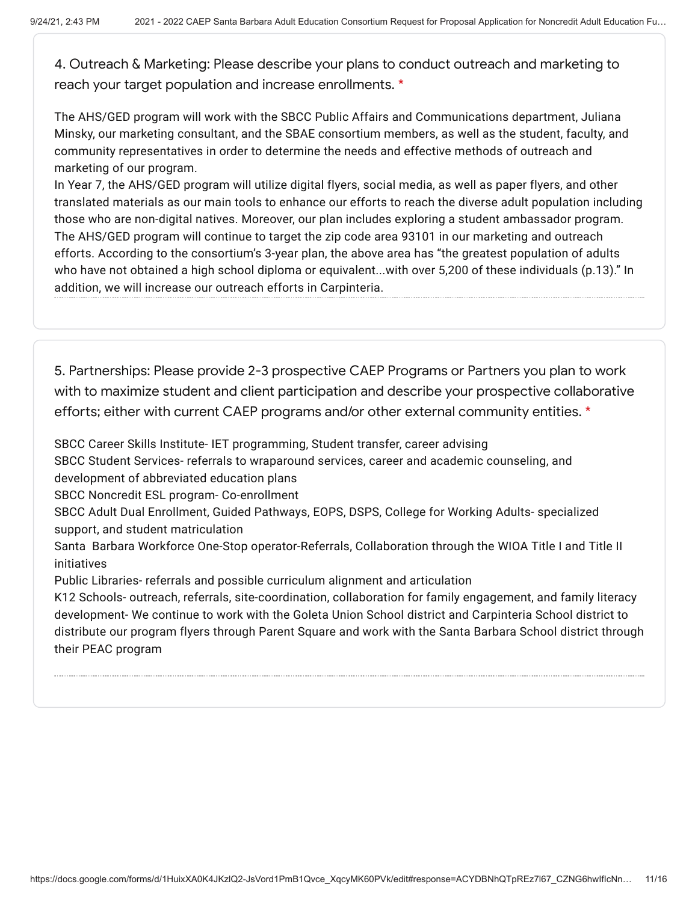4. Outreach & Marketing: Please describe your plans to conduct outreach and marketing to reach your target population and increase enrollments. *

The AHS/GED program will work with the SBCC Public Affairs and Communications department, Juliana Minsky, our marketing consultant, and the SBAE consortium members, as well as the student, faculty, and community representatives in order to determine the needs and effective methods of outreach and marketing of our program.
In Year 7, the AHS/GED program will utilize digital flyers, social media, as well as paper flyers, and other translated materials as our main tools to enhance our efforts to reach the diverse adult population including those who are non-digital natives. Moreover, our plan includes exploring a student ambassador program. The AHS/GED program will continue to target the zip code area 93101 in our marketing and outreach efforts. According to the consortium's 3-year plan, the above area has "the greatest population of adults who have not obtained a high school diploma or equivalent...with over 5,200 of these individuals (p.13)." In addition, we will increase our outreach efforts in Carpinteria.

5. Partnerships: Please provide 2-3 prospective CAEP Programs or Partners you plan to work with to maximize student and client participation and describe your prospective collaborative efforts; either with current CAEP programs and/or other external community entities. *

SBCC Career Skills Institute- IET programming, Student transfer, career advising
SBCC Student Services- referrals to wraparound services, career and academic counseling, and development of abbreviated education plans
SBCC Noncredit ESL program- Co-enrollment
SBCC Adult Dual Enrollment, Guided Pathways, EOPS, DSPS, College for Working Adults- specialized support, and student matriculation
Santa Barbara Workforce One-Stop operator-Referrals, Collaboration through the WIOA Title I and Title II initiatives
Public Libraries- referrals and possible curriculum alignment and articulation
K12 Schools- outreach, referrals, site-coordination, collaboration for family engagement, and family literacy development- We continue to work with the Goleta Union School district and Carpinteria School district to distribute our program flyers through Parent Square and work with the Santa Barbara School district through their PEAC program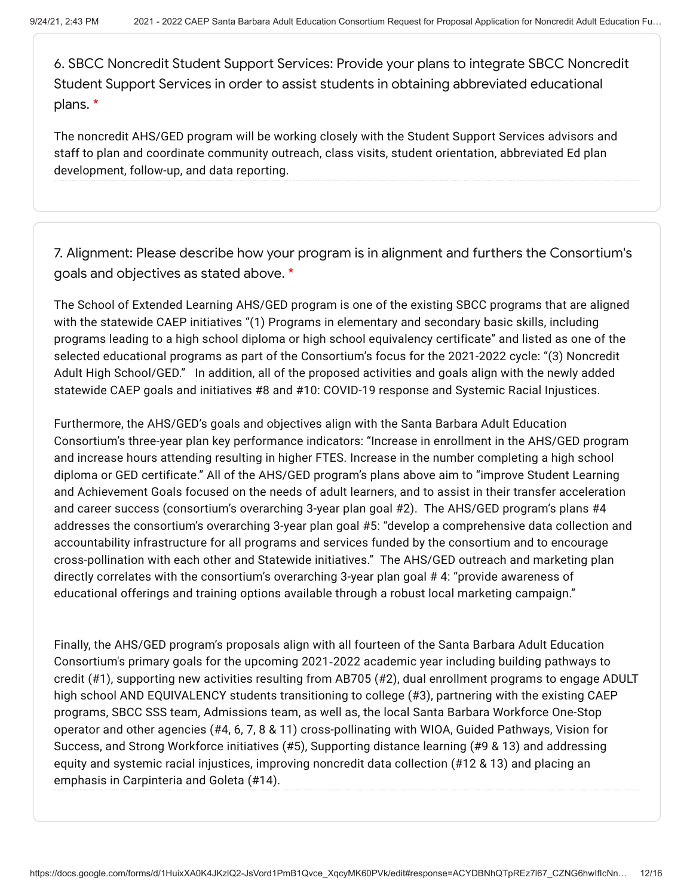6. SBCC Noncredit Student Support Services: Provide your plans to integrate SBCC Noncredit Student Support Services in order to assist students in obtaining abbreviated educational plans. *

The noncredit AHS/GED program will be working closely with the Student Support Services advisors and staff to plan and coordinate community outreach, class visits, student orientation, abbreviated Ed plan development, follow-up, and data reporting.

7. Alignment: Please describe how your program is in alignment and furthers the Consortium's goals and objectives as stated above. *

The School of Extended Learning AHS/GED program is one of the existing SBCC programs that are aligned with the statewide CAEP initiatives "(1) Programs in elementary and secondary basic skills, including programs leading to a high school diploma or high school equivalency certificate" and listed as one of the selected educational programs as part of the Consortium's focus for the 2021-2022 cycle: "(3) Noncredit Adult High School/GED." In addition, all of the proposed activities and goals align with the newly added statewide CAEP goals and initiatives #8 and #10: COVID-19 response and Systemic Racial Injustices.

Furthermore, the AHS/GED's goals and objectives align with the Santa Barbara Adult Education Consortium's three-year plan key performance indicators: "Increase in enrollment in the AHS/GED program and increase hours attending resulting in higher FTES. Increase in the number completing a high school diploma or GED certificate." All of the AHS/GED program's plans above aim to "improve Student Learning and Achievement Goals focused on the needs of adult learners, and to assist in their transfer acceleration and career success (consortium's overarching 3-year plan goal #2). The AHS/GED program's plans #4 addresses the consortium's overarching 3-year plan goal #5: "develop a comprehensive data collection and accountability infrastructure for all programs and services funded by the consortium and to encourage cross-pollination with each other and Statewide initiatives." The AHS/GED outreach and marketing plan directly correlates with the consortium's overarching 3-year plan goal # 4: "provide awareness of educational offerings and training options available through a robust local marketing campaign."

Finally, the AHS/GED program's proposals align with all fourteen of the Santa Barbara Adult Education Consortium's primary goals for the upcoming 2021-2022 academic year including building pathways to credit (#1), supporting new activities resulting from AB705 (#2), dual enrollment programs to engage ADULT high school AND EQUIVALENCY students transitioning to college (#3), partnering with the existing CAEP programs, SBCC SSS team, Admissions team, as well as, the local Santa Barbara Workforce One-Stop operator and other agencies (#4, 6, 7, 8 & 11) cross-pollinating with WIOA, Guided Pathways, Vision for Success, and Strong Workforce initiatives (#5), Supporting distance learning (#9 & 13) and addressing equity and systemic racial injustices, improving noncredit data collection (#12 & 13) and placing an emphasis in Carpinteria and Goleta (#14).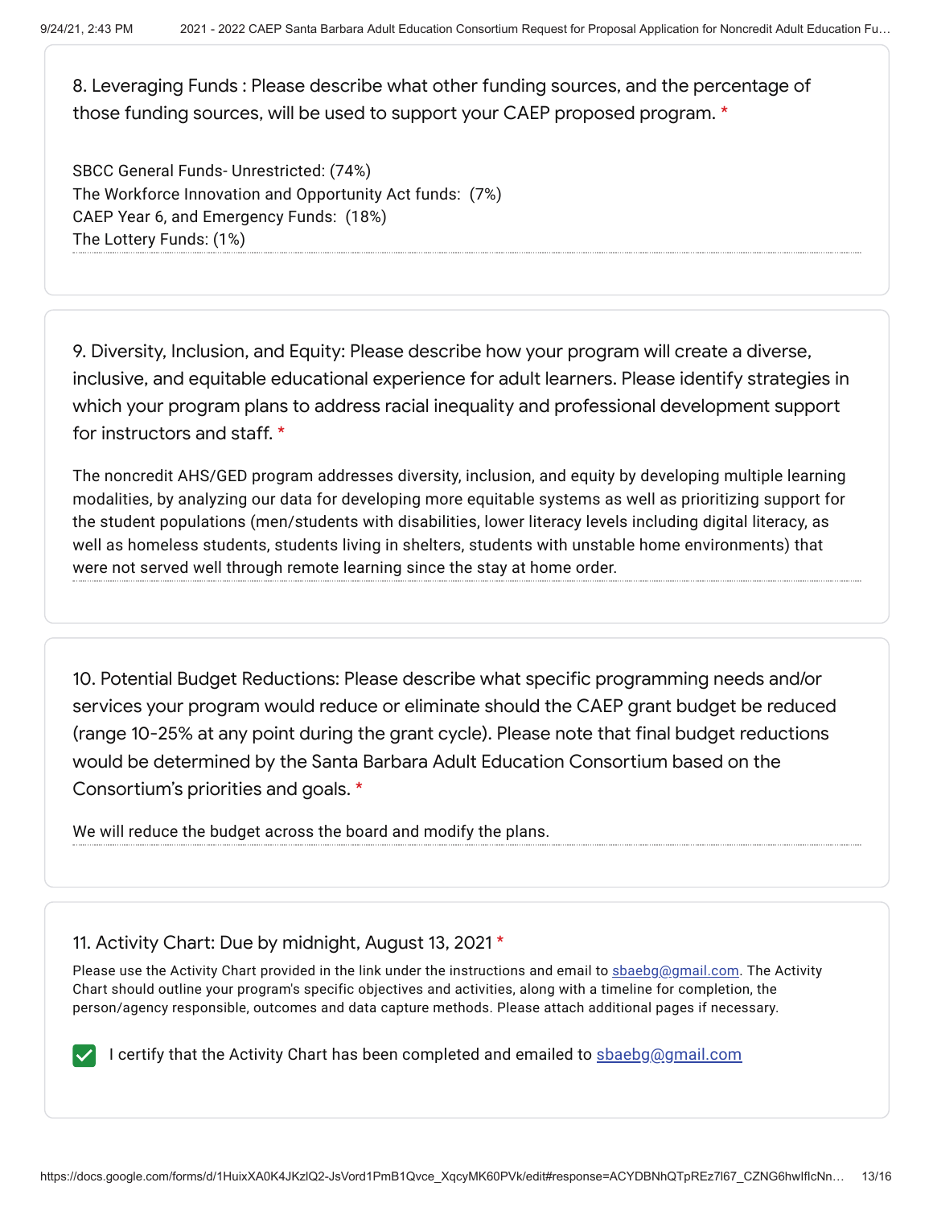8. Leveraging Funds : Please describe what other funding sources, and the percentage of those funding sources, will be used to support your CAEP proposed program. *

SBCC General Funds- Unrestricted: (74%)
The Workforce Innovation and Opportunity Act funds: (7%)
CAEP Year 6, and Emergency Funds: (18%)
The Lottery Funds: (1%)

9. Diversity, Inclusion, and Equity: Please describe how your program will create a diverse, inclusive, and equitable educational experience for adult learners. Please identify strategies in which your program plans to address racial inequality and professional development support for instructors and staff. *

The noncredit AHS/GED program addresses diversity, inclusion, and equity by developing multiple learning modalities, by analyzing our data for developing more equitable systems as well as prioritizing support for the student populations (men/students with disabilities, lower literacy levels including digital literacy, as well as homeless students, students living in shelters, students with unstable home environments) that were not served well through remote learning since the stay at home order.

10. Potential Budget Reductions: Please describe what specific programming needs and/or services your program would reduce or eliminate should the CAEP grant budget be reduced (range 10-25% at any point during the grant cycle). Please note that final budget reductions would be determined by the Santa Barbara Adult Education Consortium based on the Consortium's priorities and goals. *

We will reduce the budget across the board and modify the plans.

11. Activity Chart: Due by midnight, August 13, 2021 *

Please use the Activity Chart provided in the link under the instructions and email to sbaebg@gmail.com. The Activity Chart should outline your program's specific objectives and activities, along with a timeline for completion, the person/agency responsible, outcomes and data capture methods. Please attach additional pages if necessary.

- [x] I certify that the Activity Chart has been completed and emailed to sbaebg@gmail.com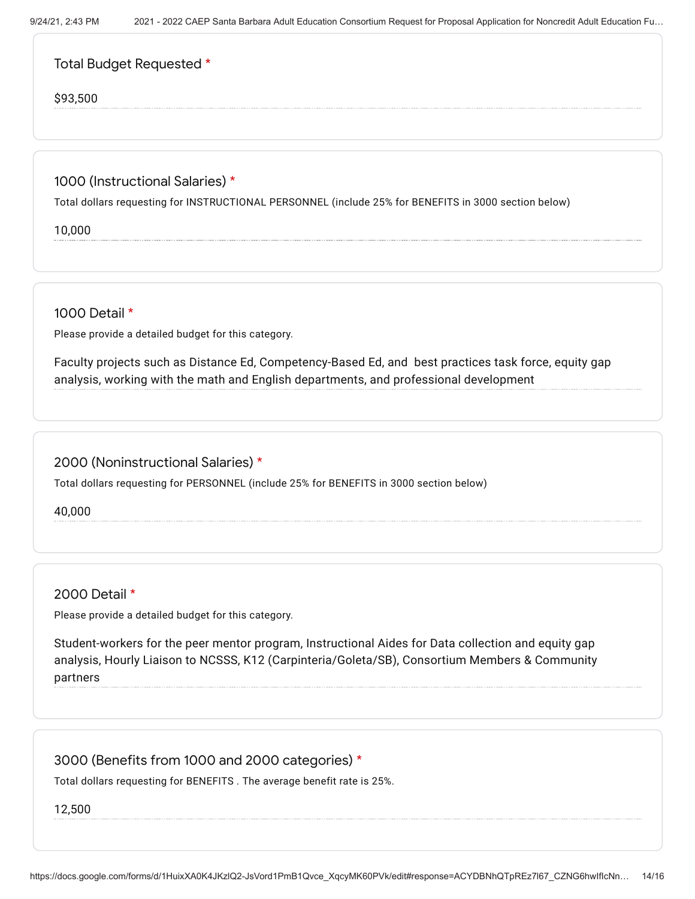**Total Budget Requested** *

$93,500

**1000 (Instructional Salaries)** *

Total dollars requesting for INSTRUCTIONAL PERSONNEL (include 25% for BENEFITS in 3000 section below)

10,000

**1000 Detail** *

Please provide a detailed budget for this category.

Faculty projects such as Distance Ed, Competency-Based Ed, and best practices task force, equity gap analysis, working with the math and English departments, and professional development

**2000 (Noninstructional Salaries)** *

Total dollars requesting for PERSONNEL (include 25% for BENEFITS in 3000 section below)

40,000

**2000 Detail** *

Please provide a detailed budget for this category.

Student-workers for the peer mentor program, Instructional Aides for Data collection and equity gap analysis, Hourly Liaison to NCSSS, K12 (Carpinteria/Goleta/SB), Consortium Members & Community partners

**3000 (Benefits from 1000 and 2000 categories)** *

Total dollars requesting for BENEFITS . The average benefit rate is 25%.

12,500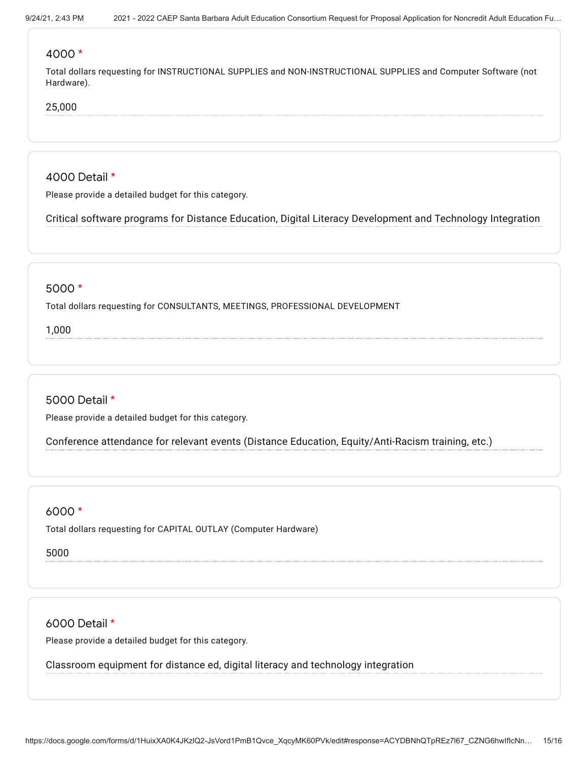### 4000 *

Total dollars requesting for INSTRUCTIONAL SUPPLIES and NON-INSTRUCTIONAL SUPPLIES and Computer Software (not Hardware).

25,000

### 4000 Detail *

Please provide a detailed budget for this category.

Critical software programs for Distance Education, Digital Literacy Development and Technology Integration

### 5000 *

Total dollars requesting for CONSULTANTS, MEETINGS, PROFESSIONAL DEVELOPMENT

1,000

### 5000 Detail *

Please provide a detailed budget for this category.

Conference attendance for relevant events (Distance Education, Equity/Anti-Racism training, etc.)

### 6000 *

Total dollars requesting for CAPITAL OUTLAY (Computer Hardware)

5000

### 6000 Detail *

Please provide a detailed budget for this category.

Classroom equipment for distance ed, digital literacy and technology integration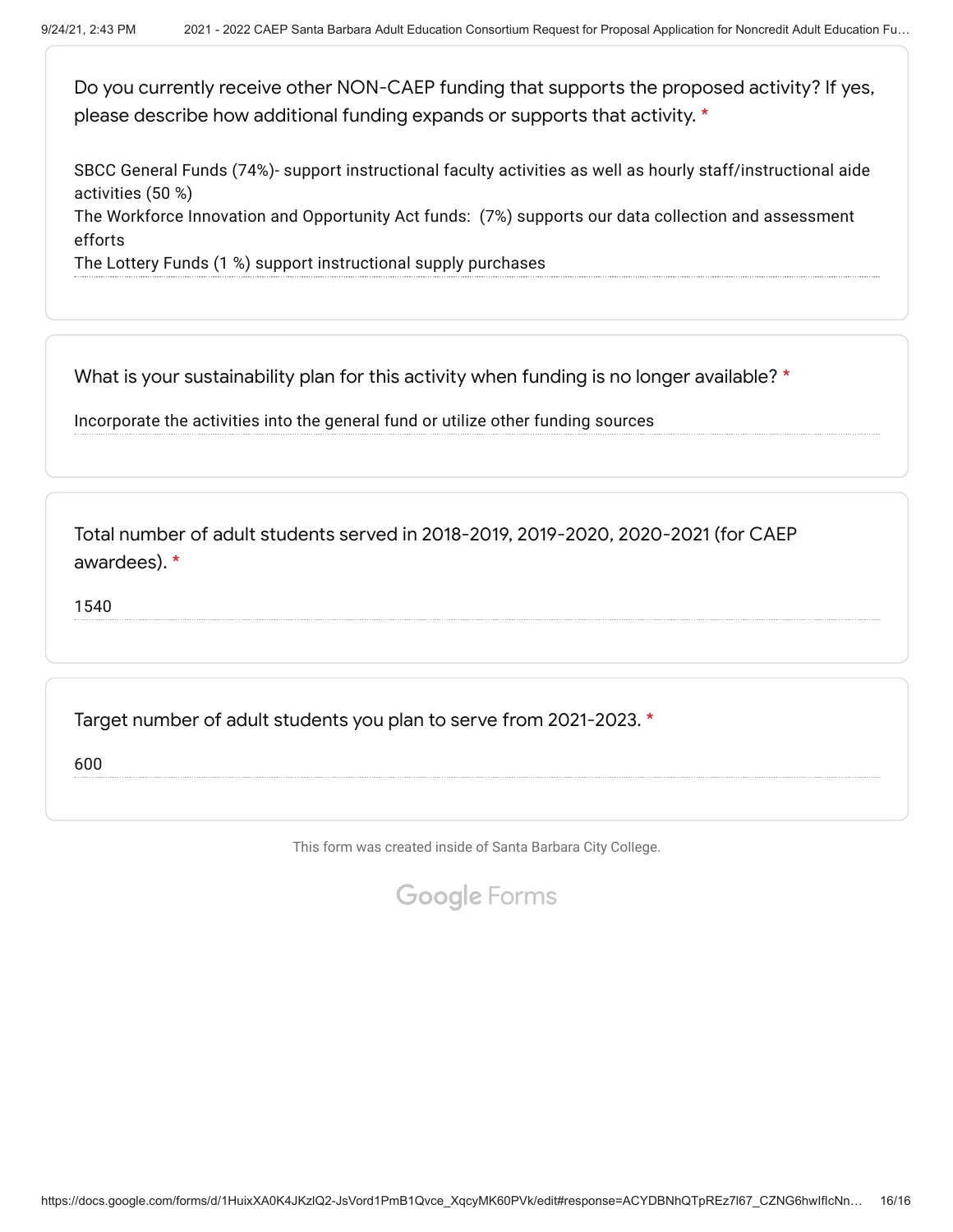Do you currently receive other NON-CAEP funding that supports the proposed activity? If yes, please describe how additional funding expands or supports that activity. *

SBCC General Funds (74%)- support instructional faculty activities as well as hourly staff/instructional aide activities (50 %)
The Workforce Innovation and Opportunity Act funds: (7%) supports our data collection and assessment efforts
The Lottery Funds (1 %) support instructional supply purchases

What is your sustainability plan for this activity when funding is no longer available? *

Incorporate the activities into the general fund or utilize other funding sources

Total number of adult students served in 2018-2019, 2019-2020, 2020-2021 (for CAEP awardees). *

1540

Target number of adult students you plan to serve from 2021-2023. *

600

This form was created inside of Santa Barbara City College.

Google Forms